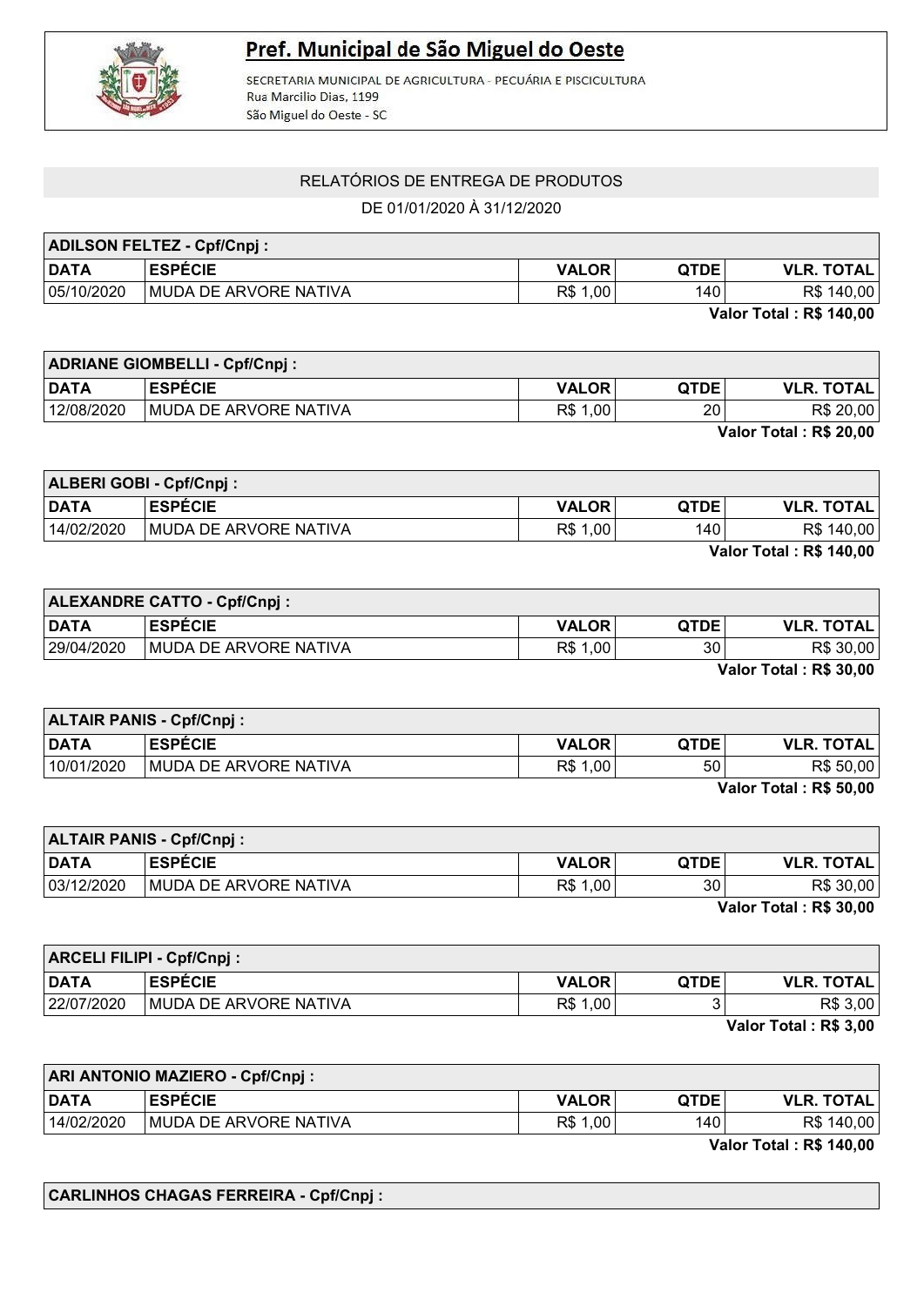# Pref. Municipal de São Miguel do Oeste

SECRETARIA MUNICIPAL DE AGRICULTURA - PECUÁRIA E PISCICULTURA
Rua Marcilio Dias, 1199
São Miguel do Oeste - SC

## RELATÓRIOS DE ENTREGA DE PRODUTOS

DE 01/01/2020 À 31/12/2020

**ADILSON FELTEZ - Cpf/Cnpj :**

| DATA | ESPÉCIE | VALOR | QTDE | VLR. TOTAL |
|---|---|---|---|---|
| 05/10/2020 | MUDA DE ARVORE NATIVA | R$ 1,00 | 140 | R$ 140,00 |

**Valor Total : R$ 140,00**

**ADRIANE GIOMBELLI - Cpf/Cnpj :**

| DATA | ESPÉCIE | VALOR | QTDE | VLR. TOTAL |
|---|---|---|---|---|
| 12/08/2020 | MUDA DE ARVORE NATIVA | R$ 1,00 | 20 | R$ 20,00 |

**Valor Total : R$ 20,00**

**ALBERI GOBI - Cpf/Cnpj :**

| DATA | ESPÉCIE | VALOR | QTDE | VLR. TOTAL |
|---|---|---|---|---|
| 14/02/2020 | MUDA DE ARVORE NATIVA | R$ 1,00 | 140 | R$ 140,00 |

**Valor Total : R$ 140,00**

**ALEXANDRE CATTO - Cpf/Cnpj :**

| DATA | ESPÉCIE | VALOR | QTDE | VLR. TOTAL |
|---|---|---|---|---|
| 29/04/2020 | MUDA DE ARVORE NATIVA | R$ 1,00 | 30 | R$ 30,00 |

**Valor Total : R$ 30,00**

**ALTAIR PANIS - Cpf/Cnpj :**

| DATA | ESPÉCIE | VALOR | QTDE | VLR. TOTAL |
|---|---|---|---|---|
| 10/01/2020 | MUDA DE ARVORE NATIVA | R$ 1,00 | 50 | R$ 50,00 |

**Valor Total : R$ 50,00**

**ALTAIR PANIS - Cpf/Cnpj :**

| DATA | ESPÉCIE | VALOR | QTDE | VLR. TOTAL |
|---|---|---|---|---|
| 03/12/2020 | MUDA DE ARVORE NATIVA | R$ 1,00 | 30 | R$ 30,00 |

**Valor Total : R$ 30,00**

**ARCELI FILIPI - Cpf/Cnpj :**

| DATA | ESPÉCIE | VALOR | QTDE | VLR. TOTAL |
|---|---|---|---|---|
| 22/07/2020 | MUDA DE ARVORE NATIVA | R$ 1,00 | 3 | R$ 3,00 |

**Valor Total : R$ 3,00**

**ARI ANTONIO MAZIERO - Cpf/Cnpj :**

| DATA | ESPÉCIE | VALOR | QTDE | VLR. TOTAL |
|---|---|---|---|---|
| 14/02/2020 | MUDA DE ARVORE NATIVA | R$ 1,00 | 140 | R$ 140,00 |

**Valor Total : R$ 140,00**

**CARLINHOS CHAGAS FERREIRA - Cpf/Cnpj :**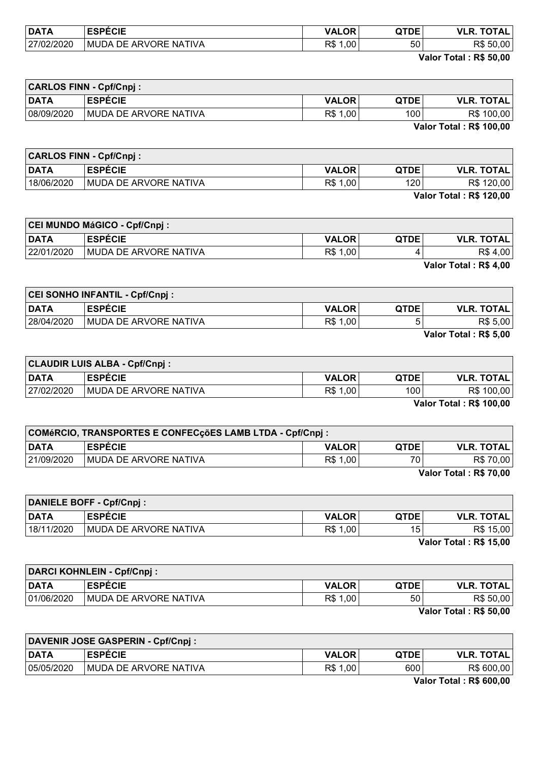| DATA | ESPÉCIE | VALOR | QTDE | VLR. TOTAL |
|---|---|---|---|---|
| 27/02/2020 | MUDA DE ARVORE NATIVA | R$ 1,00 | 50 | R$ 50,00 |

**Valor Total : R$ 50,00**

| CARLOS FINN - Cpf/Cnpj : | | | | |
|---|---|---|---|---|
| **DATA** | **ESPÉCIE** | **VALOR** | **QTDE** | **VLR. TOTAL** |
| 08/09/2020 | MUDA DE ARVORE NATIVA | R$ 1,00 | 100 | R$ 100,00 |

**Valor Total : R$ 100,00**

| CARLOS FINN - Cpf/Cnpj : | | | | |
|---|---|---|---|---|
| **DATA** | **ESPÉCIE** | **VALOR** | **QTDE** | **VLR. TOTAL** |
| 18/06/2020 | MUDA DE ARVORE NATIVA | R$ 1,00 | 120 | R$ 120,00 |

**Valor Total : R$ 120,00**

| CEI MUNDO MáGICO - Cpf/Cnpj : | | | | |
|---|---|---|---|---|
| **DATA** | **ESPÉCIE** | **VALOR** | **QTDE** | **VLR. TOTAL** |
| 22/01/2020 | MUDA DE ARVORE NATIVA | R$ 1,00 | 4 | R$ 4,00 |

**Valor Total : R$ 4,00**

| CEI SONHO INFANTIL - Cpf/Cnpj : | | | | |
|---|---|---|---|---|
| **DATA** | **ESPÉCIE** | **VALOR** | **QTDE** | **VLR. TOTAL** |
| 28/04/2020 | MUDA DE ARVORE NATIVA | R$ 1,00 | 5 | R$ 5,00 |

**Valor Total : R$ 5,00**

| CLAUDIR LUIS ALBA - Cpf/Cnpj : | | | | |
|---|---|---|---|---|
| **DATA** | **ESPÉCIE** | **VALOR** | **QTDE** | **VLR. TOTAL** |
| 27/02/2020 | MUDA DE ARVORE NATIVA | R$ 1,00 | 100 | R$ 100,00 |

**Valor Total : R$ 100,00**

| COMéRCIO, TRANSPORTES E CONFECçõES LAMB LTDA - Cpf/Cnpj : | | | | |
|---|---|---|---|---|
| **DATA** | **ESPÉCIE** | **VALOR** | **QTDE** | **VLR. TOTAL** |
| 21/09/2020 | MUDA DE ARVORE NATIVA | R$ 1,00 | 70 | R$ 70,00 |

**Valor Total : R$ 70,00**

| DANIELE BOFF - Cpf/Cnpj : | | | | |
|---|---|---|---|---|
| **DATA** | **ESPÉCIE** | **VALOR** | **QTDE** | **VLR. TOTAL** |
| 18/11/2020 | MUDA DE ARVORE NATIVA | R$ 1,00 | 15 | R$ 15,00 |

**Valor Total : R$ 15,00**

| DARCI KOHNLEIN - Cpf/Cnpj : | | | | |
|---|---|---|---|---|
| **DATA** | **ESPÉCIE** | **VALOR** | **QTDE** | **VLR. TOTAL** |
| 01/06/2020 | MUDA DE ARVORE NATIVA | R$ 1,00 | 50 | R$ 50,00 |

**Valor Total : R$ 50,00**

| DAVENIR JOSE GASPERIN - Cpf/Cnpj : | | | | |
|---|---|---|---|---|
| **DATA** | **ESPÉCIE** | **VALOR** | **QTDE** | **VLR. TOTAL** |
| 05/05/2020 | MUDA DE ARVORE NATIVA | R$ 1,00 | 600 | R$ 600,00 |

**Valor Total : R$ 600,00**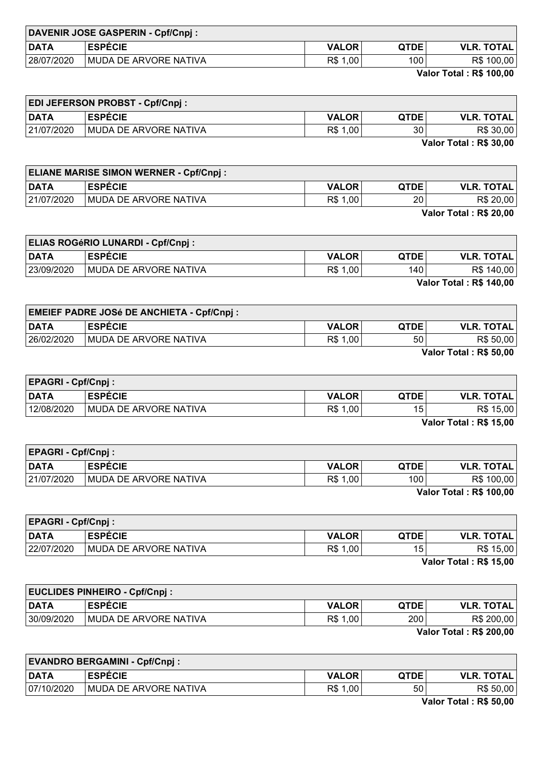| DAVENIR JOSE GASPERIN - Cpf/Cnpj : | | | | |
|---|---|---|---|---|
| DATA | ESPÉCIE | VALOR | QTDE | VLR. TOTAL |
| 28/07/2020 | MUDA DE ARVORE NATIVA | R$ 1,00 | 100 | R$ 100,00 |

**Valor Total : R$ 100,00**

| EDI JEFERSON PROBST - Cpf/Cnpj : | | | | |
|---|---|---|---|---|
| DATA | ESPÉCIE | VALOR | QTDE | VLR. TOTAL |
| 21/07/2020 | MUDA DE ARVORE NATIVA | R$ 1,00 | 30 | R$ 30,00 |

**Valor Total : R$ 30,00**

| ELIANE MARISE SIMON WERNER - Cpf/Cnpj : | | | | |
|---|---|---|---|---|
| DATA | ESPÉCIE | VALOR | QTDE | VLR. TOTAL |
| 21/07/2020 | MUDA DE ARVORE NATIVA | R$ 1,00 | 20 | R$ 20,00 |

**Valor Total : R$ 20,00**

| ELIAS ROGéRIO LUNARDI - Cpf/Cnpj : | | | | |
|---|---|---|---|---|
| DATA | ESPÉCIE | VALOR | QTDE | VLR. TOTAL |
| 23/09/2020 | MUDA DE ARVORE NATIVA | R$ 1,00 | 140 | R$ 140,00 |

**Valor Total : R$ 140,00**

| EMEIEF PADRE JOSé DE ANCHIETA - Cpf/Cnpj : | | | | |
|---|---|---|---|---|
| DATA | ESPÉCIE | VALOR | QTDE | VLR. TOTAL |
| 26/02/2020 | MUDA DE ARVORE NATIVA | R$ 1,00 | 50 | R$ 50,00 |

**Valor Total : R$ 50,00**

| EPAGRI - Cpf/Cnpj : | | | | |
|---|---|---|---|---|
| DATA | ESPÉCIE | VALOR | QTDE | VLR. TOTAL |
| 12/08/2020 | MUDA DE ARVORE NATIVA | R$ 1,00 | 15 | R$ 15,00 |

**Valor Total : R$ 15,00**

| EPAGRI - Cpf/Cnpj : | | | | |
|---|---|---|---|---|
| DATA | ESPÉCIE | VALOR | QTDE | VLR. TOTAL |
| 21/07/2020 | MUDA DE ARVORE NATIVA | R$ 1,00 | 100 | R$ 100,00 |

**Valor Total : R$ 100,00**

| EPAGRI - Cpf/Cnpj : | | | | |
|---|---|---|---|---|
| DATA | ESPÉCIE | VALOR | QTDE | VLR. TOTAL |
| 22/07/2020 | MUDA DE ARVORE NATIVA | R$ 1,00 | 15 | R$ 15,00 |

**Valor Total : R$ 15,00**

| EUCLIDES PINHEIRO - Cpf/Cnpj : | | | | |
|---|---|---|---|---|
| DATA | ESPÉCIE | VALOR | QTDE | VLR. TOTAL |
| 30/09/2020 | MUDA DE ARVORE NATIVA | R$ 1,00 | 200 | R$ 200,00 |

**Valor Total : R$ 200,00**

| EVANDRO BERGAMINI - Cpf/Cnpj : | | | | |
|---|---|---|---|---|
| DATA | ESPÉCIE | VALOR | QTDE | VLR. TOTAL |
| 07/10/2020 | MUDA DE ARVORE NATIVA | R$ 1,00 | 50 | R$ 50,00 |

**Valor Total : R$ 50,00**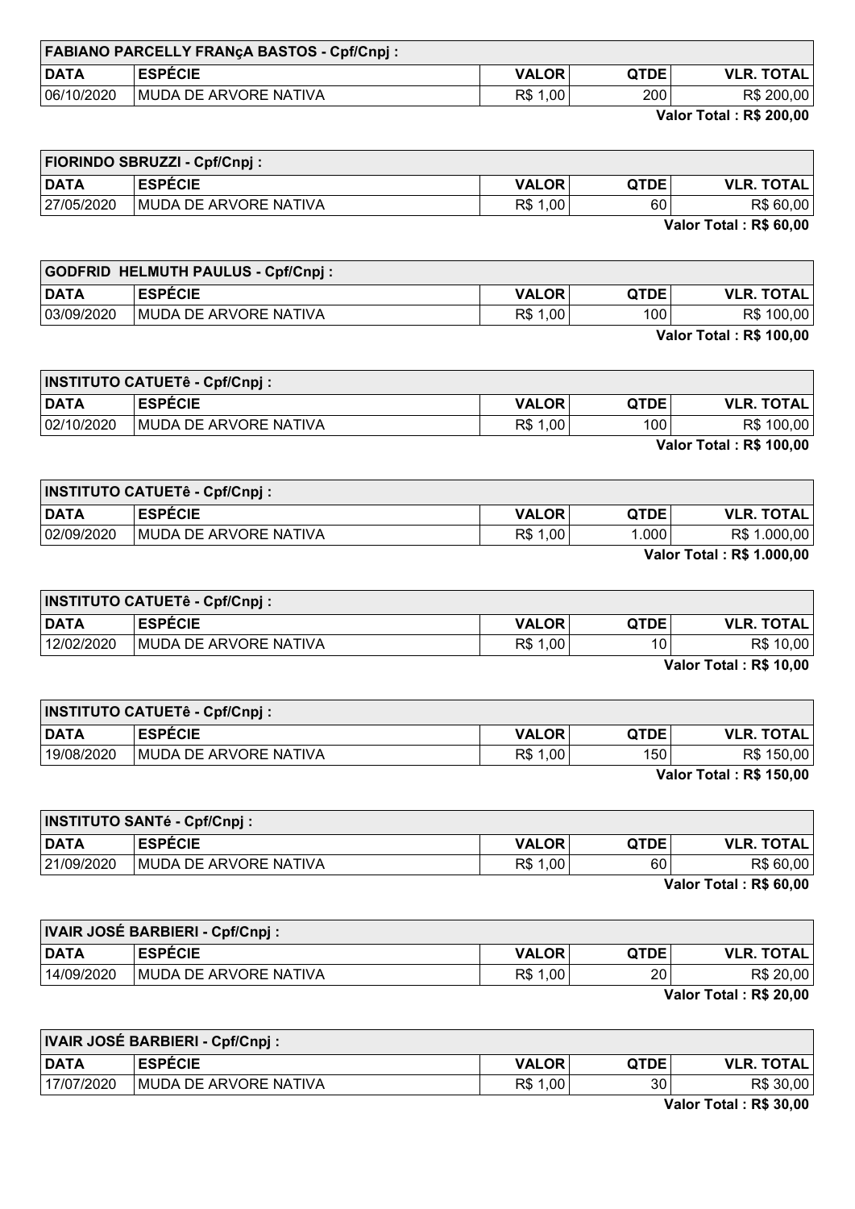| FABIANO PARCELLY FRANçA BASTOS - Cpf/Cnpj : | | | | |
|---|---|---|---|---|
| **DATA** | **ESPÉCIE** | **VALOR** | **QTDE** | **VLR. TOTAL** |
| 06/10/2020 | MUDA DE ARVORE NATIVA | R$ 1,00 | 200 | R$ 200,00 |

**Valor Total : R$ 200,00**

| FIORINDO SBRUZZI - Cpf/Cnpj : | | | | |
|---|---|---|---|---|
| **DATA** | **ESPÉCIE** | **VALOR** | **QTDE** | **VLR. TOTAL** |
| 27/05/2020 | MUDA DE ARVORE NATIVA | R$ 1,00 | 60 | R$ 60,00 |

**Valor Total : R$ 60,00**

| GODFRID HELMUTH PAULUS - Cpf/Cnpj : | | | | |
|---|---|---|---|---|
| **DATA** | **ESPÉCIE** | **VALOR** | **QTDE** | **VLR. TOTAL** |
| 03/09/2020 | MUDA DE ARVORE NATIVA | R$ 1,00 | 100 | R$ 100,00 |

**Valor Total : R$ 100,00**

| INSTITUTO CATUETê - Cpf/Cnpj : | | | | |
|---|---|---|---|---|
| **DATA** | **ESPÉCIE** | **VALOR** | **QTDE** | **VLR. TOTAL** |
| 02/10/2020 | MUDA DE ARVORE NATIVA | R$ 1,00 | 100 | R$ 100,00 |

**Valor Total : R$ 100,00**

| INSTITUTO CATUETê - Cpf/Cnpj : | | | | |
|---|---|---|---|---|
| **DATA** | **ESPÉCIE** | **VALOR** | **QTDE** | **VLR. TOTAL** |
| 02/09/2020 | MUDA DE ARVORE NATIVA | R$ 1,00 | 1.000 | R$ 1.000,00 |

**Valor Total : R$ 1.000,00**

| INSTITUTO CATUETê - Cpf/Cnpj : | | | | |
|---|---|---|---|---|
| **DATA** | **ESPÉCIE** | **VALOR** | **QTDE** | **VLR. TOTAL** |
| 12/02/2020 | MUDA DE ARVORE NATIVA | R$ 1,00 | 10 | R$ 10,00 |

**Valor Total : R$ 10,00**

| INSTITUTO CATUETê - Cpf/Cnpj : | | | | |
|---|---|---|---|---|
| **DATA** | **ESPÉCIE** | **VALOR** | **QTDE** | **VLR. TOTAL** |
| 19/08/2020 | MUDA DE ARVORE NATIVA | R$ 1,00 | 150 | R$ 150,00 |

**Valor Total : R$ 150,00**

| INSTITUTO SANTé - Cpf/Cnpj : | | | | |
|---|---|---|---|---|
| **DATA** | **ESPÉCIE** | **VALOR** | **QTDE** | **VLR. TOTAL** |
| 21/09/2020 | MUDA DE ARVORE NATIVA | R$ 1,00 | 60 | R$ 60,00 |

**Valor Total : R$ 60,00**

| IVAIR JOSÉ BARBIERI - Cpf/Cnpj : | | | | |
|---|---|---|---|---|
| **DATA** | **ESPÉCIE** | **VALOR** | **QTDE** | **VLR. TOTAL** |
| 14/09/2020 | MUDA DE ARVORE NATIVA | R$ 1,00 | 20 | R$ 20,00 |

**Valor Total : R$ 20,00**

| IVAIR JOSÉ BARBIERI - Cpf/Cnpj : | | | | |
|---|---|---|---|---|
| **DATA** | **ESPÉCIE** | **VALOR** | **QTDE** | **VLR. TOTAL** |
| 17/07/2020 | MUDA DE ARVORE NATIVA | R$ 1,00 | 30 | R$ 30,00 |

**Valor Total : R$ 30,00**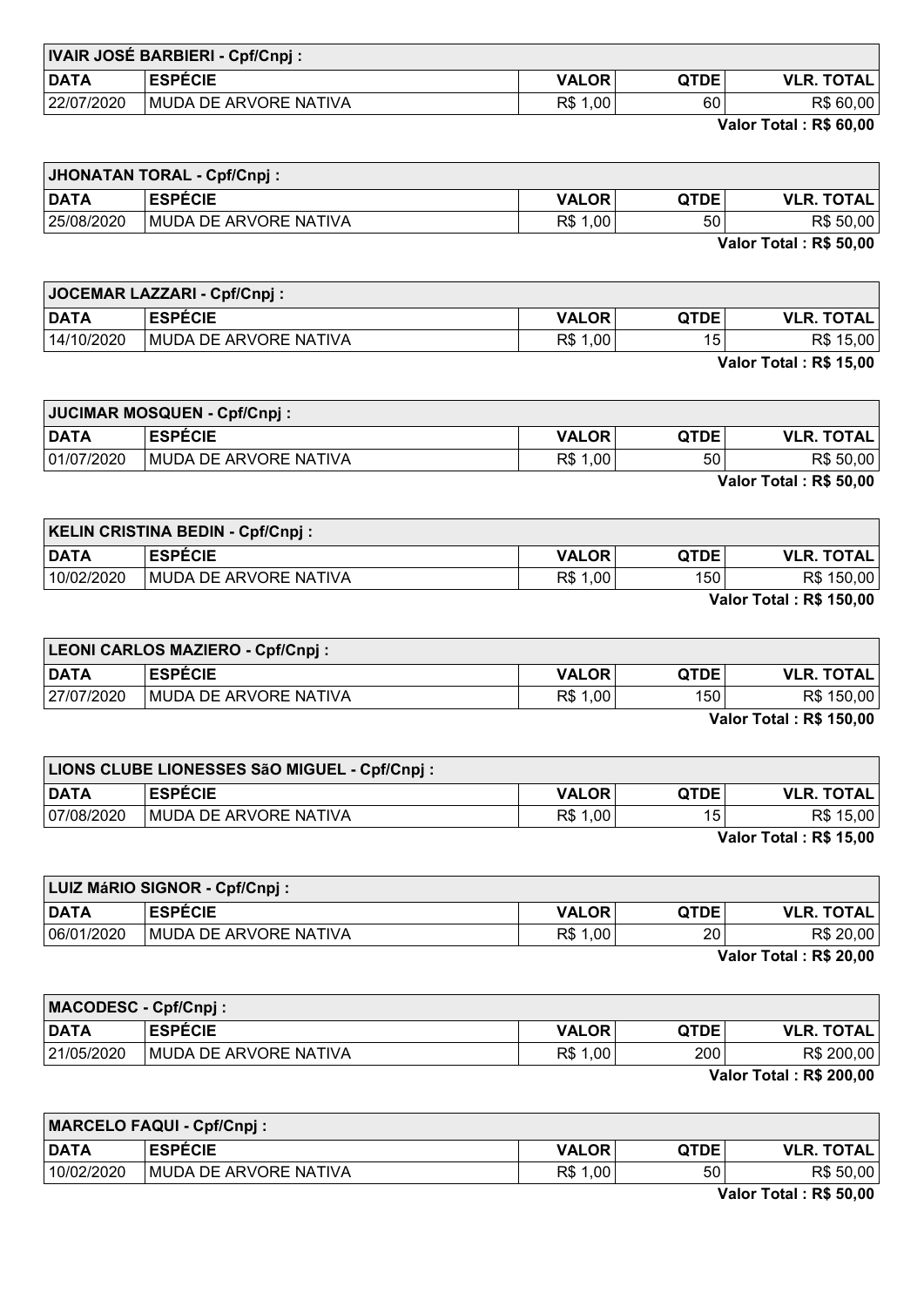| IVAIR JOSÉ BARBIERI - Cpf/Cnpj : | | | | |
|---|---|---|---|---|
| DATA | ESPÉCIE | VALOR | QTDE | VLR. TOTAL |
| 22/07/2020 | MUDA DE ARVORE NATIVA | R$ 1,00 | 60 | R$ 60,00 |

**Valor Total : R$ 60,00**

| JHONATAN TORAL - Cpf/Cnpj : | | | | |
|---|---|---|---|---|
| DATA | ESPÉCIE | VALOR | QTDE | VLR. TOTAL |
| 25/08/2020 | MUDA DE ARVORE NATIVA | R$ 1,00 | 50 | R$ 50,00 |

**Valor Total : R$ 50,00**

| JOCEMAR LAZZARI - Cpf/Cnpj : | | | | |
|---|---|---|---|---|
| DATA | ESPÉCIE | VALOR | QTDE | VLR. TOTAL |
| 14/10/2020 | MUDA DE ARVORE NATIVA | R$ 1,00 | 15 | R$ 15,00 |

**Valor Total : R$ 15,00**

| JUCIMAR MOSQUEN - Cpf/Cnpj : | | | | |
|---|---|---|---|---|
| DATA | ESPÉCIE | VALOR | QTDE | VLR. TOTAL |
| 01/07/2020 | MUDA DE ARVORE NATIVA | R$ 1,00 | 50 | R$ 50,00 |

**Valor Total : R$ 50,00**

| KELIN CRISTINA BEDIN - Cpf/Cnpj : | | | | |
|---|---|---|---|---|
| DATA | ESPÉCIE | VALOR | QTDE | VLR. TOTAL |
| 10/02/2020 | MUDA DE ARVORE NATIVA | R$ 1,00 | 150 | R$ 150,00 |

**Valor Total : R$ 150,00**

| LEONI CARLOS MAZIERO - Cpf/Cnpj : | | | | |
|---|---|---|---|---|
| DATA | ESPÉCIE | VALOR | QTDE | VLR. TOTAL |
| 27/07/2020 | MUDA DE ARVORE NATIVA | R$ 1,00 | 150 | R$ 150,00 |

**Valor Total : R$ 150,00**

| LIONS CLUBE LIONESSES SãO MIGUEL - Cpf/Cnpj : | | | | |
|---|---|---|---|---|
| DATA | ESPÉCIE | VALOR | QTDE | VLR. TOTAL |
| 07/08/2020 | MUDA DE ARVORE NATIVA | R$ 1,00 | 15 | R$ 15,00 |

**Valor Total : R$ 15,00**

| LUIZ MáRIO SIGNOR - Cpf/Cnpj : | | | | |
|---|---|---|---|---|
| DATA | ESPÉCIE | VALOR | QTDE | VLR. TOTAL |
| 06/01/2020 | MUDA DE ARVORE NATIVA | R$ 1,00 | 20 | R$ 20,00 |

**Valor Total : R$ 20,00**

| MACODESC - Cpf/Cnpj : | | | | |
|---|---|---|---|---|
| DATA | ESPÉCIE | VALOR | QTDE | VLR. TOTAL |
| 21/05/2020 | MUDA DE ARVORE NATIVA | R$ 1,00 | 200 | R$ 200,00 |

**Valor Total : R$ 200,00**

| MARCELO FAQUI - Cpf/Cnpj : | | | | |
|---|---|---|---|---|
| DATA | ESPÉCIE | VALOR | QTDE | VLR. TOTAL |
| 10/02/2020 | MUDA DE ARVORE NATIVA | R$ 1,00 | 50 | R$ 50,00 |

**Valor Total : R$ 50,00**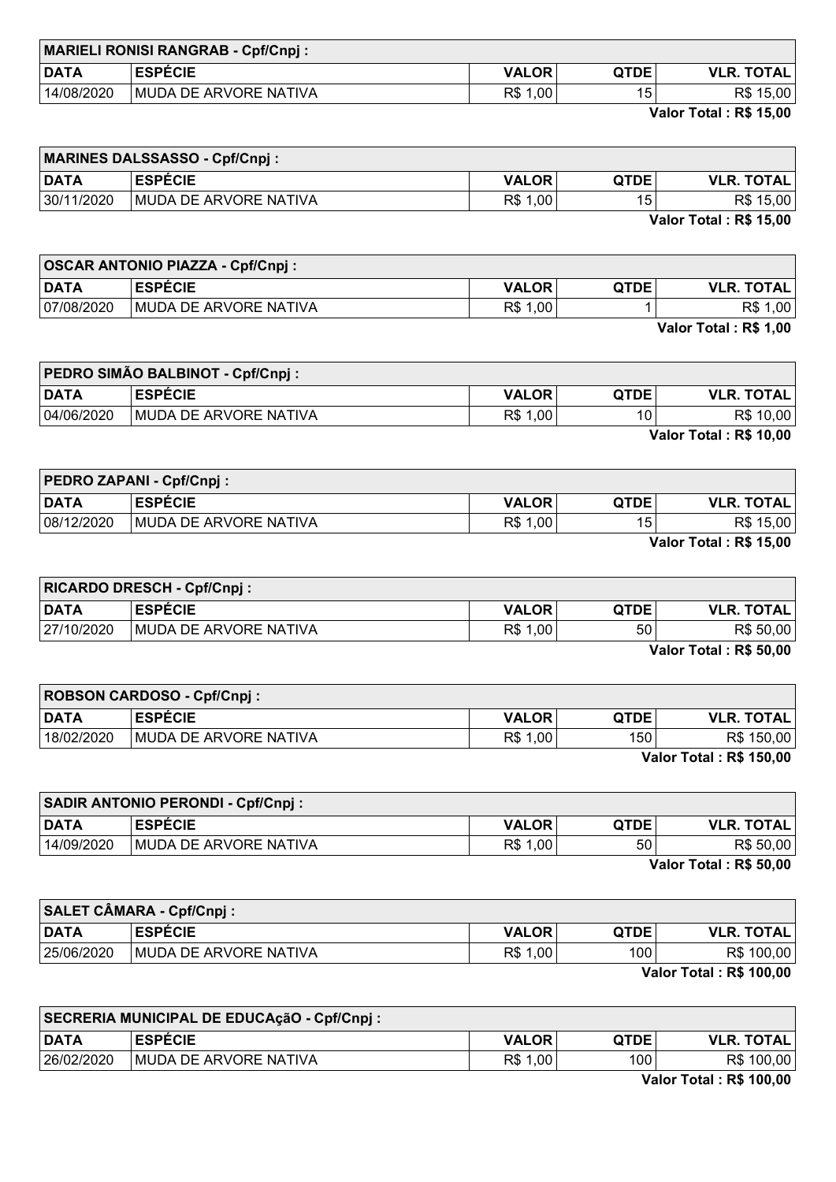| MARIELI RONISI RANGRAB - Cpf/Cnpj : | | | | |
|---|---|---|---|---|
| DATA | ESPÉCIE | VALOR | QTDE | VLR. TOTAL |
| 14/08/2020 | MUDA DE ARVORE NATIVA | R$ 1,00 | 15 | R$ 15,00 |

**Valor Total : R$ 15,00**

| MARINES DALSSASSO - Cpf/Cnpj : | | | | |
|---|---|---|---|---|
| DATA | ESPÉCIE | VALOR | QTDE | VLR. TOTAL |
| 30/11/2020 | MUDA DE ARVORE NATIVA | R$ 1,00 | 15 | R$ 15,00 |

**Valor Total : R$ 15,00**

| OSCAR ANTONIO PIAZZA - Cpf/Cnpj : | | | | |
|---|---|---|---|---|
| DATA | ESPÉCIE | VALOR | QTDE | VLR. TOTAL |
| 07/08/2020 | MUDA DE ARVORE NATIVA | R$ 1,00 | 1 | R$ 1,00 |

**Valor Total : R$ 1,00**

| PEDRO SIMÃO BALBINOT - Cpf/Cnpj : | | | | |
|---|---|---|---|---|
| DATA | ESPÉCIE | VALOR | QTDE | VLR. TOTAL |
| 04/06/2020 | MUDA DE ARVORE NATIVA | R$ 1,00 | 10 | R$ 10,00 |

**Valor Total : R$ 10,00**

| PEDRO ZAPANI - Cpf/Cnpj : | | | | |
|---|---|---|---|---|
| DATA | ESPÉCIE | VALOR | QTDE | VLR. TOTAL |
| 08/12/2020 | MUDA DE ARVORE NATIVA | R$ 1,00 | 15 | R$ 15,00 |

**Valor Total : R$ 15,00**

| RICARDO DRESCH - Cpf/Cnpj : | | | | |
|---|---|---|---|---|
| DATA | ESPÉCIE | VALOR | QTDE | VLR. TOTAL |
| 27/10/2020 | MUDA DE ARVORE NATIVA | R$ 1,00 | 50 | R$ 50,00 |

**Valor Total : R$ 50,00**

| ROBSON CARDOSO - Cpf/Cnpj : | | | | |
|---|---|---|---|---|
| DATA | ESPÉCIE | VALOR | QTDE | VLR. TOTAL |
| 18/02/2020 | MUDA DE ARVORE NATIVA | R$ 1,00 | 150 | R$ 150,00 |

**Valor Total : R$ 150,00**

| SADIR ANTONIO PERONDI - Cpf/Cnpj : | | | | |
|---|---|---|---|---|
| DATA | ESPÉCIE | VALOR | QTDE | VLR. TOTAL |
| 14/09/2020 | MUDA DE ARVORE NATIVA | R$ 1,00 | 50 | R$ 50,00 |

**Valor Total : R$ 50,00**

| SALET CÂMARA - Cpf/Cnpj : | | | | |
|---|---|---|---|---|
| DATA | ESPÉCIE | VALOR | QTDE | VLR. TOTAL |
| 25/06/2020 | MUDA DE ARVORE NATIVA | R$ 1,00 | 100 | R$ 100,00 |

**Valor Total : R$ 100,00**

| SECRERIA MUNICIPAL DE EDUCAçãO - Cpf/Cnpj : | | | | |
|---|---|---|---|---|
| DATA | ESPÉCIE | VALOR | QTDE | VLR. TOTAL |
| 26/02/2020 | MUDA DE ARVORE NATIVA | R$ 1,00 | 100 | R$ 100,00 |

**Valor Total : R$ 100,00**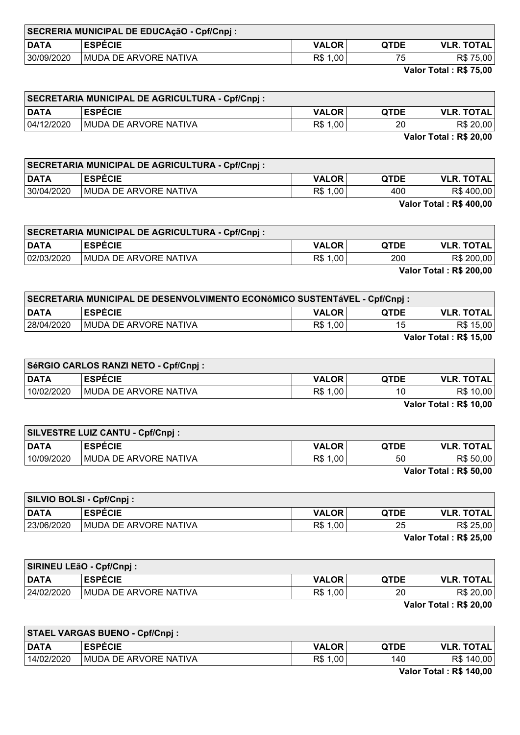| SECRERIA MUNICIPAL DE EDUCAçãO - Cpf/Cnpj : | | | | |
|---|---|---|---|---|
| **DATA** | **ESPÉCIE** | **VALOR** | **QTDE** | **VLR. TOTAL** |
| 30/09/2020 | MUDA DE ARVORE NATIVA | R$ 1,00 | 75 | R$ 75,00 |

**Valor Total : R$ 75,00**

| SECRETARIA MUNICIPAL DE AGRICULTURA - Cpf/Cnpj : | | | | |
|---|---|---|---|---|
| **DATA** | **ESPÉCIE** | **VALOR** | **QTDE** | **VLR. TOTAL** |
| 04/12/2020 | MUDA DE ARVORE NATIVA | R$ 1,00 | 20 | R$ 20,00 |

**Valor Total : R$ 20,00**

| SECRETARIA MUNICIPAL DE AGRICULTURA - Cpf/Cnpj : | | | | |
|---|---|---|---|---|
| **DATA** | **ESPÉCIE** | **VALOR** | **QTDE** | **VLR. TOTAL** |
| 30/04/2020 | MUDA DE ARVORE NATIVA | R$ 1,00 | 400 | R$ 400,00 |

**Valor Total : R$ 400,00**

| SECRETARIA MUNICIPAL DE AGRICULTURA - Cpf/Cnpj : | | | | |
|---|---|---|---|---|
| **DATA** | **ESPÉCIE** | **VALOR** | **QTDE** | **VLR. TOTAL** |
| 02/03/2020 | MUDA DE ARVORE NATIVA | R$ 1,00 | 200 | R$ 200,00 |

**Valor Total : R$ 200,00**

| SECRETARIA MUNICIPAL DE DESENVOLVIMENTO ECONôMICO SUSTENTáVEL - Cpf/Cnpj : | | | | |
|---|---|---|---|---|
| **DATA** | **ESPÉCIE** | **VALOR** | **QTDE** | **VLR. TOTAL** |
| 28/04/2020 | MUDA DE ARVORE NATIVA | R$ 1,00 | 15 | R$ 15,00 |

**Valor Total : R$ 15,00**

| SéRGIO CARLOS RANZI NETO - Cpf/Cnpj : | | | | |
|---|---|---|---|---|
| **DATA** | **ESPÉCIE** | **VALOR** | **QTDE** | **VLR. TOTAL** |
| 10/02/2020 | MUDA DE ARVORE NATIVA | R$ 1,00 | 10 | R$ 10,00 |

**Valor Total : R$ 10,00**

| SILVESTRE LUIZ CANTU - Cpf/Cnpj : | | | | |
|---|---|---|---|---|
| **DATA** | **ESPÉCIE** | **VALOR** | **QTDE** | **VLR. TOTAL** |
| 10/09/2020 | MUDA DE ARVORE NATIVA | R$ 1,00 | 50 | R$ 50,00 |

**Valor Total : R$ 50,00**

| SILVIO BOLSI - Cpf/Cnpj : | | | | |
|---|---|---|---|---|
| **DATA** | **ESPÉCIE** | **VALOR** | **QTDE** | **VLR. TOTAL** |
| 23/06/2020 | MUDA DE ARVORE NATIVA | R$ 1,00 | 25 | R$ 25,00 |

**Valor Total : R$ 25,00**

| SIRINEU LEãO - Cpf/Cnpj : | | | | |
|---|---|---|---|---|
| **DATA** | **ESPÉCIE** | **VALOR** | **QTDE** | **VLR. TOTAL** |
| 24/02/2020 | MUDA DE ARVORE NATIVA | R$ 1,00 | 20 | R$ 20,00 |

**Valor Total : R$ 20,00**

| STAEL VARGAS BUENO - Cpf/Cnpj : | | | | |
|---|---|---|---|---|
| **DATA** | **ESPÉCIE** | **VALOR** | **QTDE** | **VLR. TOTAL** |
| 14/02/2020 | MUDA DE ARVORE NATIVA | R$ 1,00 | 140 | R$ 140,00 |

**Valor Total : R$ 140,00**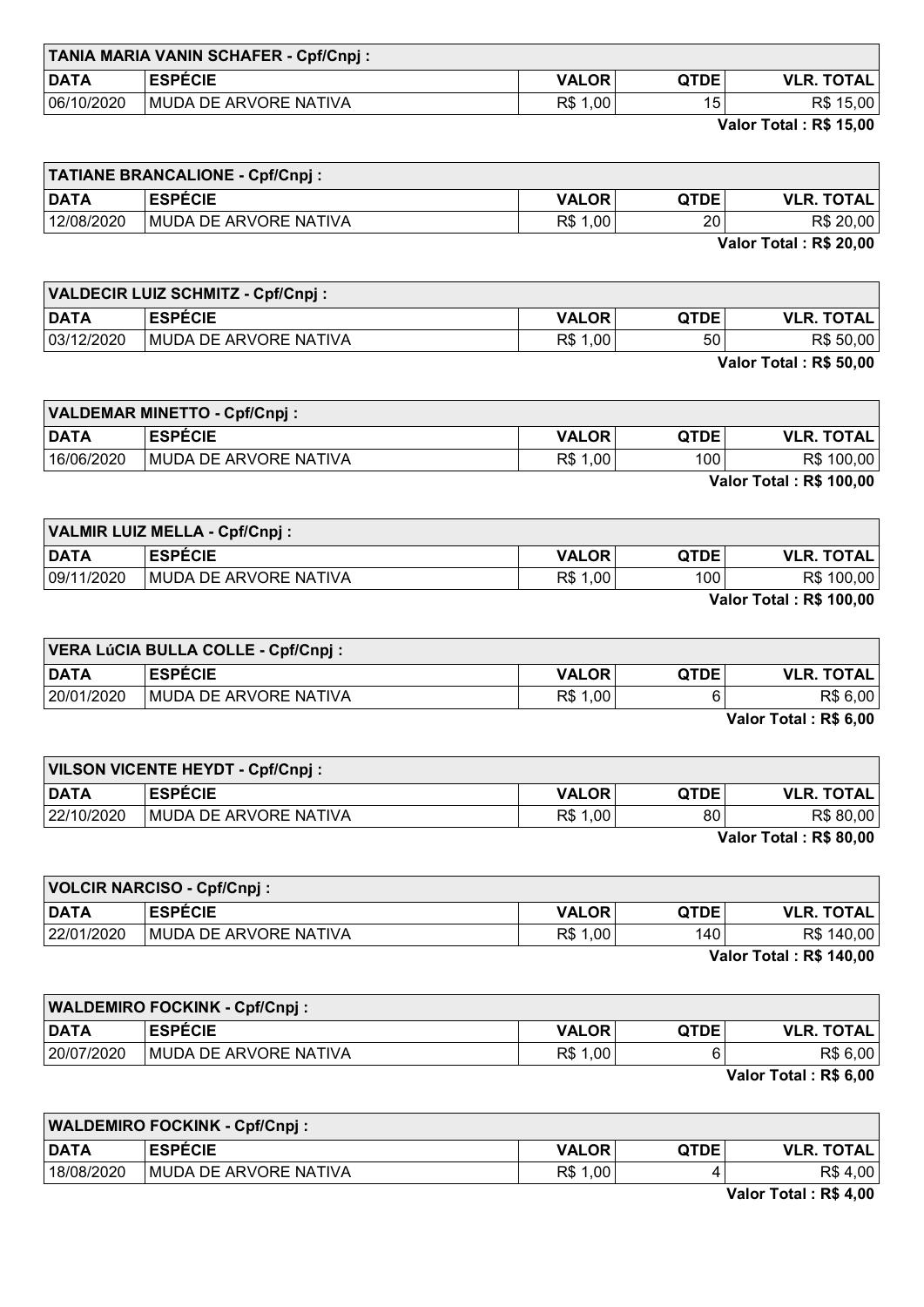| TANIA MARIA VANIN SCHAFER - Cpf/Cnpj : | | | | |
|---|---|---|---|---|
| **DATA** | **ESPÉCIE** | **VALOR** | **QTDE** | **VLR. TOTAL** |
| 06/10/2020 | MUDA DE ARVORE NATIVA | R$ 1,00 | 15 | R$ 15,00 |

**Valor Total : R$ 15,00**

| TATIANE BRANCALIONE - Cpf/Cnpj : | | | | |
|---|---|---|---|---|
| **DATA** | **ESPÉCIE** | **VALOR** | **QTDE** | **VLR. TOTAL** |
| 12/08/2020 | MUDA DE ARVORE NATIVA | R$ 1,00 | 20 | R$ 20,00 |

**Valor Total : R$ 20,00**

| VALDECIR LUIZ SCHMITZ - Cpf/Cnpj : | | | | |
|---|---|---|---|---|
| **DATA** | **ESPÉCIE** | **VALOR** | **QTDE** | **VLR. TOTAL** |
| 03/12/2020 | MUDA DE ARVORE NATIVA | R$ 1,00 | 50 | R$ 50,00 |

**Valor Total : R$ 50,00**

| VALDEMAR MINETTO - Cpf/Cnpj : | | | | |
|---|---|---|---|---|
| **DATA** | **ESPÉCIE** | **VALOR** | **QTDE** | **VLR. TOTAL** |
| 16/06/2020 | MUDA DE ARVORE NATIVA | R$ 1,00 | 100 | R$ 100,00 |

**Valor Total : R$ 100,00**

| VALMIR LUIZ MELLA - Cpf/Cnpj : | | | | |
|---|---|---|---|---|
| **DATA** | **ESPÉCIE** | **VALOR** | **QTDE** | **VLR. TOTAL** |
| 09/11/2020 | MUDA DE ARVORE NATIVA | R$ 1,00 | 100 | R$ 100,00 |

**Valor Total : R$ 100,00**

| VERA LúCIA BULLA COLLE - Cpf/Cnpj : | | | | |
|---|---|---|---|---|
| **DATA** | **ESPÉCIE** | **VALOR** | **QTDE** | **VLR. TOTAL** |
| 20/01/2020 | MUDA DE ARVORE NATIVA | R$ 1,00 | 6 | R$ 6,00 |

**Valor Total : R$ 6,00**

| VILSON VICENTE HEYDT - Cpf/Cnpj : | | | | |
|---|---|---|---|---|
| **DATA** | **ESPÉCIE** | **VALOR** | **QTDE** | **VLR. TOTAL** |
| 22/10/2020 | MUDA DE ARVORE NATIVA | R$ 1,00 | 80 | R$ 80,00 |

**Valor Total : R$ 80,00**

| VOLCIR NARCISO - Cpf/Cnpj : | | | | |
|---|---|---|---|---|
| **DATA** | **ESPÉCIE** | **VALOR** | **QTDE** | **VLR. TOTAL** |
| 22/01/2020 | MUDA DE ARVORE NATIVA | R$ 1,00 | 140 | R$ 140,00 |

**Valor Total : R$ 140,00**

| WALDEMIRO FOCKINK - Cpf/Cnpj : | | | | |
|---|---|---|---|---|
| **DATA** | **ESPÉCIE** | **VALOR** | **QTDE** | **VLR. TOTAL** |
| 20/07/2020 | MUDA DE ARVORE NATIVA | R$ 1,00 | 6 | R$ 6,00 |

**Valor Total : R$ 6,00**

| WALDEMIRO FOCKINK - Cpf/Cnpj : | | | | |
|---|---|---|---|---|
| **DATA** | **ESPÉCIE** | **VALOR** | **QTDE** | **VLR. TOTAL** |
| 18/08/2020 | MUDA DE ARVORE NATIVA | R$ 1,00 | 4 | R$ 4,00 |

**Valor Total : R$ 4,00**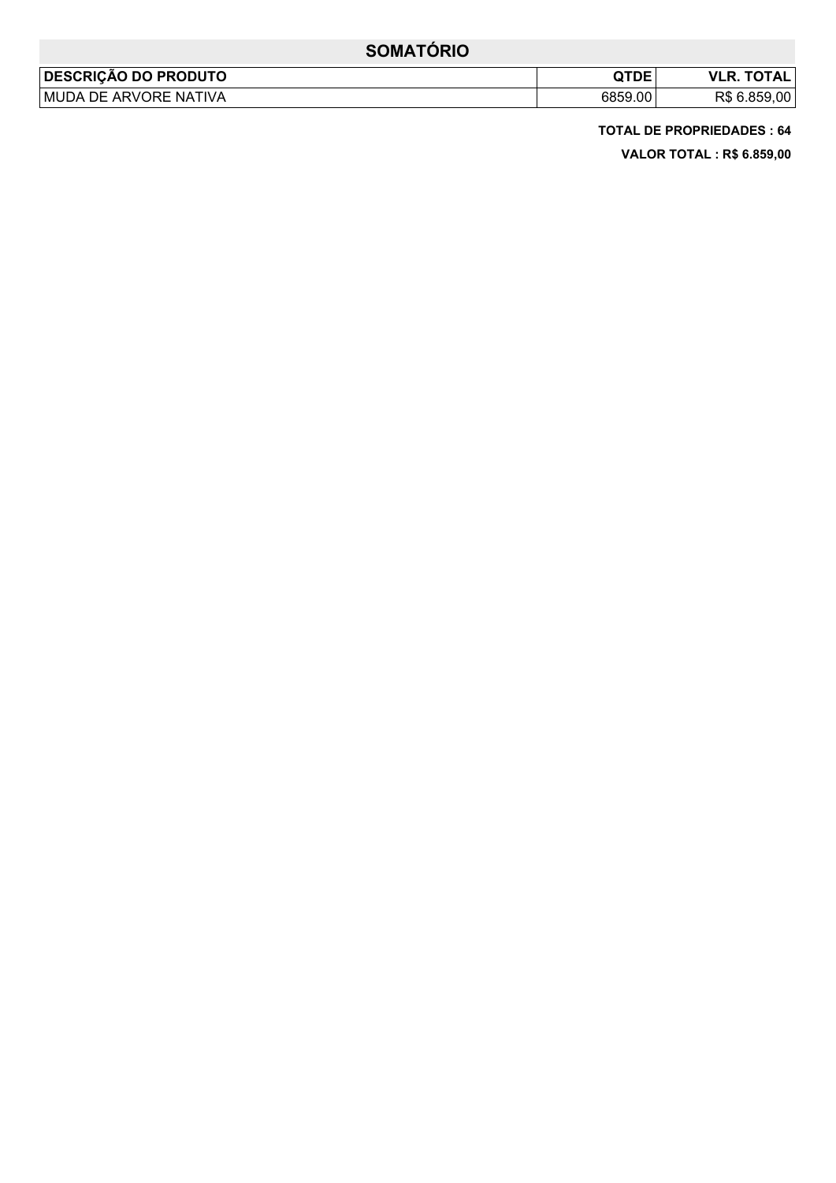## SOMATÓRIO

| DESCRIÇÃO DO PRODUTO | QTDE | VLR. TOTAL |
|---|---|---|
| MUDA DE ARVORE NATIVA | 6859.00 | R$ 6.859,00 |

**TOTAL DE PROPRIEDADES : 64**

**VALOR TOTAL : R$ 6.859,00**